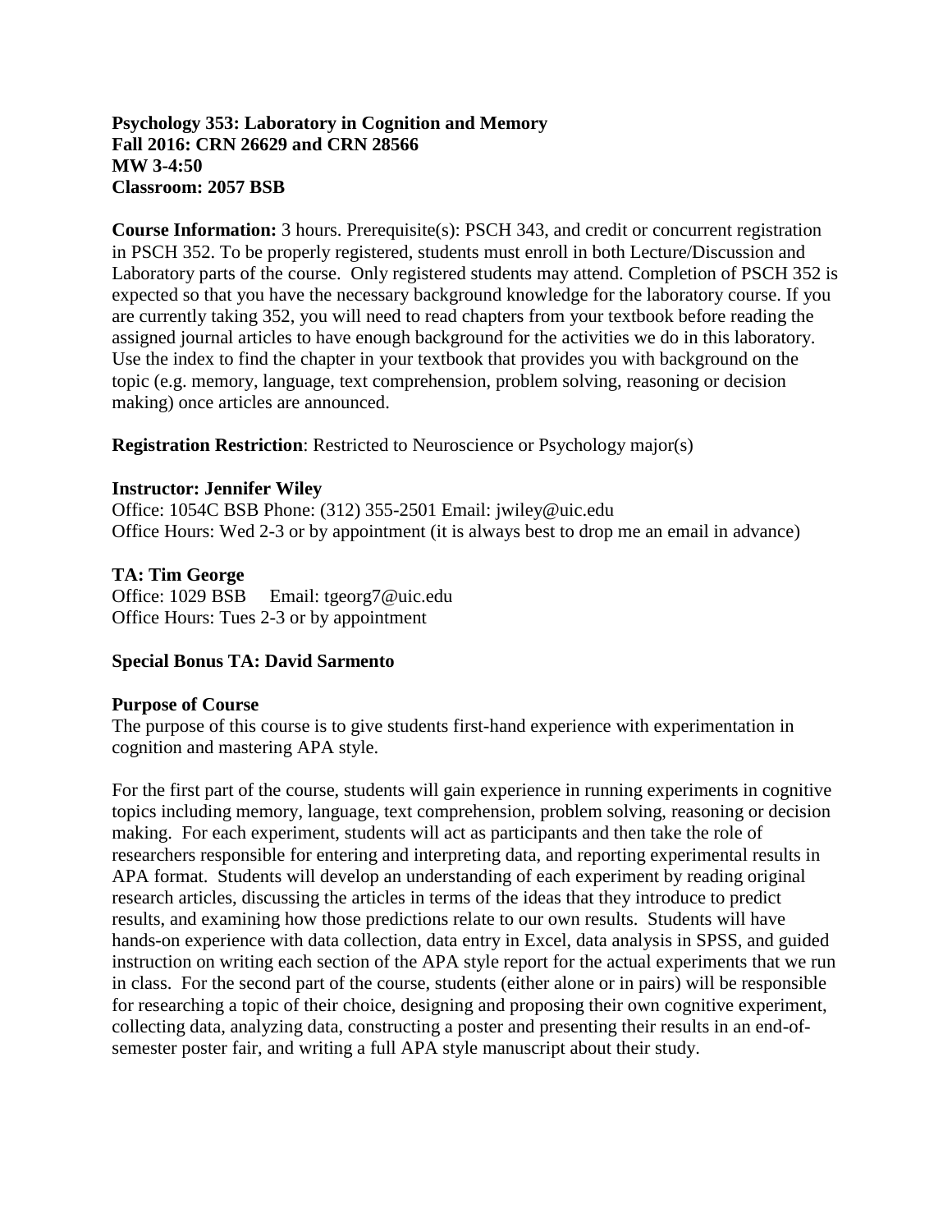**Psychology 353: Laboratory in Cognition and Memory**
**Fall 2016: CRN 26629 and CRN 28566**
**MW 3-4:50**
**Classroom: 2057 BSB**

**Course Information:** 3 hours. Prerequisite(s): PSCH 343, and credit or concurrent registration in PSCH 352. To be properly registered, students must enroll in both Lecture/Discussion and Laboratory parts of the course. Only registered students may attend. Completion of PSCH 352 is expected so that you have the necessary background knowledge for the laboratory course. If you are currently taking 352, you will need to read chapters from your textbook before reading the assigned journal articles to have enough background for the activities we do in this laboratory. Use the index to find the chapter in your textbook that provides you with background on the topic (e.g. memory, language, text comprehension, problem solving, reasoning or decision making) once articles are announced.

**Registration Restriction**: Restricted to Neuroscience or Psychology major(s)

**Instructor: Jennifer Wiley**
Office: 1054C BSB Phone: (312) 355-2501 Email: jwiley@uic.edu
Office Hours: Wed 2-3 or by appointment (it is always best to drop me an email in advance)

**TA: Tim George**
Office: 1029 BSB Email: tgeorg7@uic.edu
Office Hours: Tues 2-3 or by appointment

**Special Bonus TA: David Sarmento**

**Purpose of Course**
The purpose of this course is to give students first-hand experience with experimentation in cognition and mastering APA style.

For the first part of the course, students will gain experience in running experiments in cognitive topics including memory, language, text comprehension, problem solving, reasoning or decision making. For each experiment, students will act as participants and then take the role of researchers responsible for entering and interpreting data, and reporting experimental results in APA format. Students will develop an understanding of each experiment by reading original research articles, discussing the articles in terms of the ideas that they introduce to predict results, and examining how those predictions relate to our own results. Students will have hands-on experience with data collection, data entry in Excel, data analysis in SPSS, and guided instruction on writing each section of the APA style report for the actual experiments that we run in class. For the second part of the course, students (either alone or in pairs) will be responsible for researching a topic of their choice, designing and proposing their own cognitive experiment, collecting data, analyzing data, constructing a poster and presenting their results in an end-of-semester poster fair, and writing a full APA style manuscript about their study.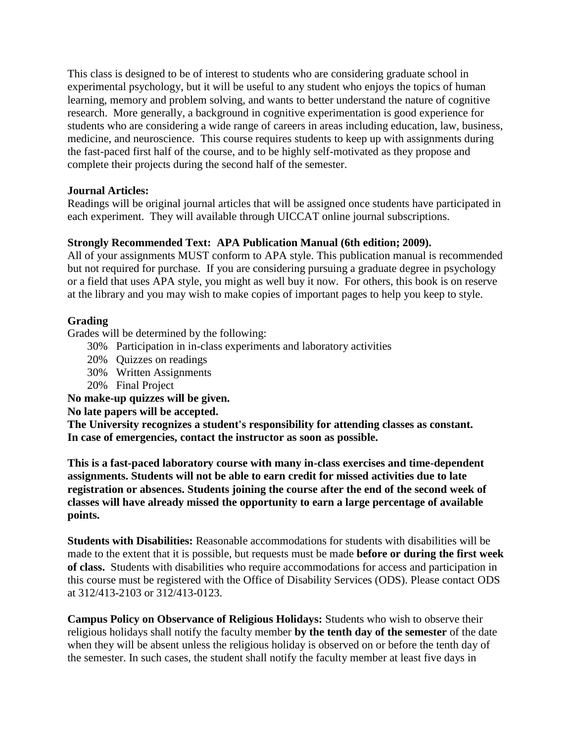This class is designed to be of interest to students who are considering graduate school in experimental psychology, but it will be useful to any student who enjoys the topics of human learning, memory and problem solving, and wants to better understand the nature of cognitive research. More generally, a background in cognitive experimentation is good experience for students who are considering a wide range of careers in areas including education, law, business, medicine, and neuroscience. This course requires students to keep up with assignments during the fast-paced first half of the course, and to be highly self-motivated as they propose and complete their projects during the second half of the semester.

**Journal Articles:**
Readings will be original journal articles that will be assigned once students have participated in each experiment. They will available through UICCAT online journal subscriptions.

**Strongly Recommended Text: APA Publication Manual (6th edition; 2009).**
All of your assignments MUST conform to APA style. This publication manual is recommended but not required for purchase. If you are considering pursuing a graduate degree in psychology or a field that uses APA style, you might as well buy it now. For others, this book is on reserve at the library and you may wish to make copies of important pages to help you keep to style.

**Grading**
Grades will be determined by the following:

- 30% Participation in in-class experiments and laboratory activities
- 20% Quizzes on readings
- 30% Written Assignments
- 20% Final Project

**No make-up quizzes will be given.**
**No late papers will be accepted.**
**The University recognizes a student's responsibility for attending classes as constant.**
**In case of emergencies, contact the instructor as soon as possible.**

**This is a fast-paced laboratory course with many in-class exercises and time-dependent assignments. Students will not be able to earn credit for missed activities due to late registration or absences. Students joining the course after the end of the second week of classes will have already missed the opportunity to earn a large percentage of available points.**

**Students with Disabilities:** Reasonable accommodations for students with disabilities will be made to the extent that it is possible, but requests must be made **before or during the first week of class.** Students with disabilities who require accommodations for access and participation in this course must be registered with the Office of Disability Services (ODS). Please contact ODS at 312/413-2103 or 312/413-0123.

**Campus Policy on Observance of Religious Holidays:** Students who wish to observe their religious holidays shall notify the faculty member **by the tenth day of the semester** of the date when they will be absent unless the religious holiday is observed on or before the tenth day of the semester. In such cases, the student shall notify the faculty member at least five days in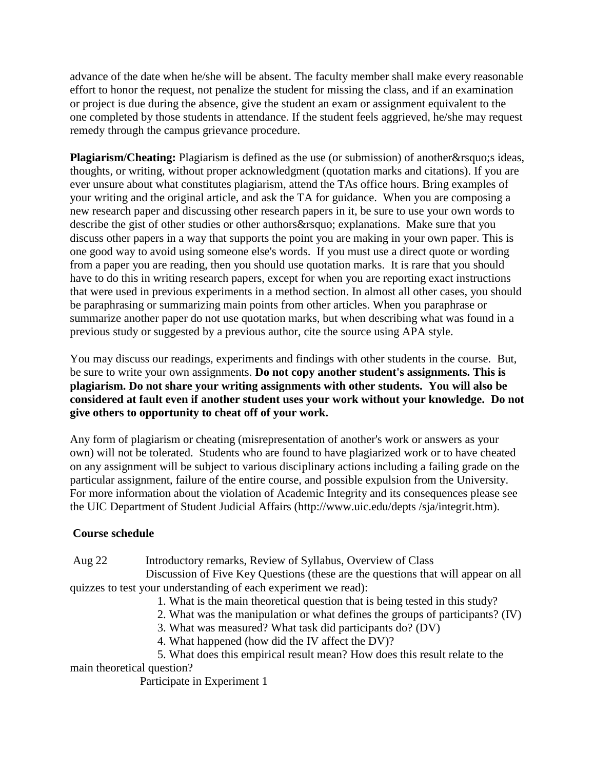advance of the date when he/she will be absent. The faculty member shall make every reasonable effort to honor the request, not penalize the student for missing the class, and if an examination or project is due during the absence, give the student an exam or assignment equivalent to the one completed by those students in attendance. If the student feels aggrieved, he/she may request remedy through the campus grievance procedure.

**Plagiarism/Cheating:** Plagiarism is defined as the use (or submission) of another&rsquo;s ideas, thoughts, or writing, without proper acknowledgment (quotation marks and citations). If you are ever unsure about what constitutes plagiarism, attend the TAs office hours. Bring examples of your writing and the original article, and ask the TA for guidance. When you are composing a new research paper and discussing other research papers in it, be sure to use your own words to describe the gist of other studies or other authors&rsquo; explanations. Make sure that you discuss other papers in a way that supports the point you are making in your own paper. This is one good way to avoid using someone else's words. If you must use a direct quote or wording from a paper you are reading, then you should use quotation marks. It is rare that you should have to do this in writing research papers, except for when you are reporting exact instructions that were used in previous experiments in a method section. In almost all other cases, you should be paraphrasing or summarizing main points from other articles. When you paraphrase or summarize another paper do not use quotation marks, but when describing what was found in a previous study or suggested by a previous author, cite the source using APA style.

You may discuss our readings, experiments and findings with other students in the course. But, be sure to write your own assignments. **Do not copy another student's assignments. This is plagiarism. Do not share your writing assignments with other students. You will also be considered at fault even if another student uses your work without your knowledge. Do not give others to opportunity to cheat off of your work.**

Any form of plagiarism or cheating (misrepresentation of another's work or answers as your own) will not be tolerated. Students who are found to have plagiarized work or to have cheated on any assignment will be subject to various disciplinary actions including a failing grade on the particular assignment, failure of the entire course, and possible expulsion from the University. For more information about the violation of Academic Integrity and its consequences please see the UIC Department of Student Judicial Affairs (http://www.uic.edu/depts /sja/integrit.htm).

**Course schedule**

Aug 22 Introductory remarks, Review of Syllabus, Overview of Class

Discussion of Five Key Questions (these are the questions that will appear on all quizzes to test your understanding of each experiment we read):

1. What is the main theoretical question that is being tested in this study?
2. What was the manipulation or what defines the groups of participants? (IV)
3. What was measured? What task did participants do? (DV)
4. What happened (how did the IV affect the DV)?
5. What does this empirical result mean? How does this result relate to the main theoretical question?

Participate in Experiment 1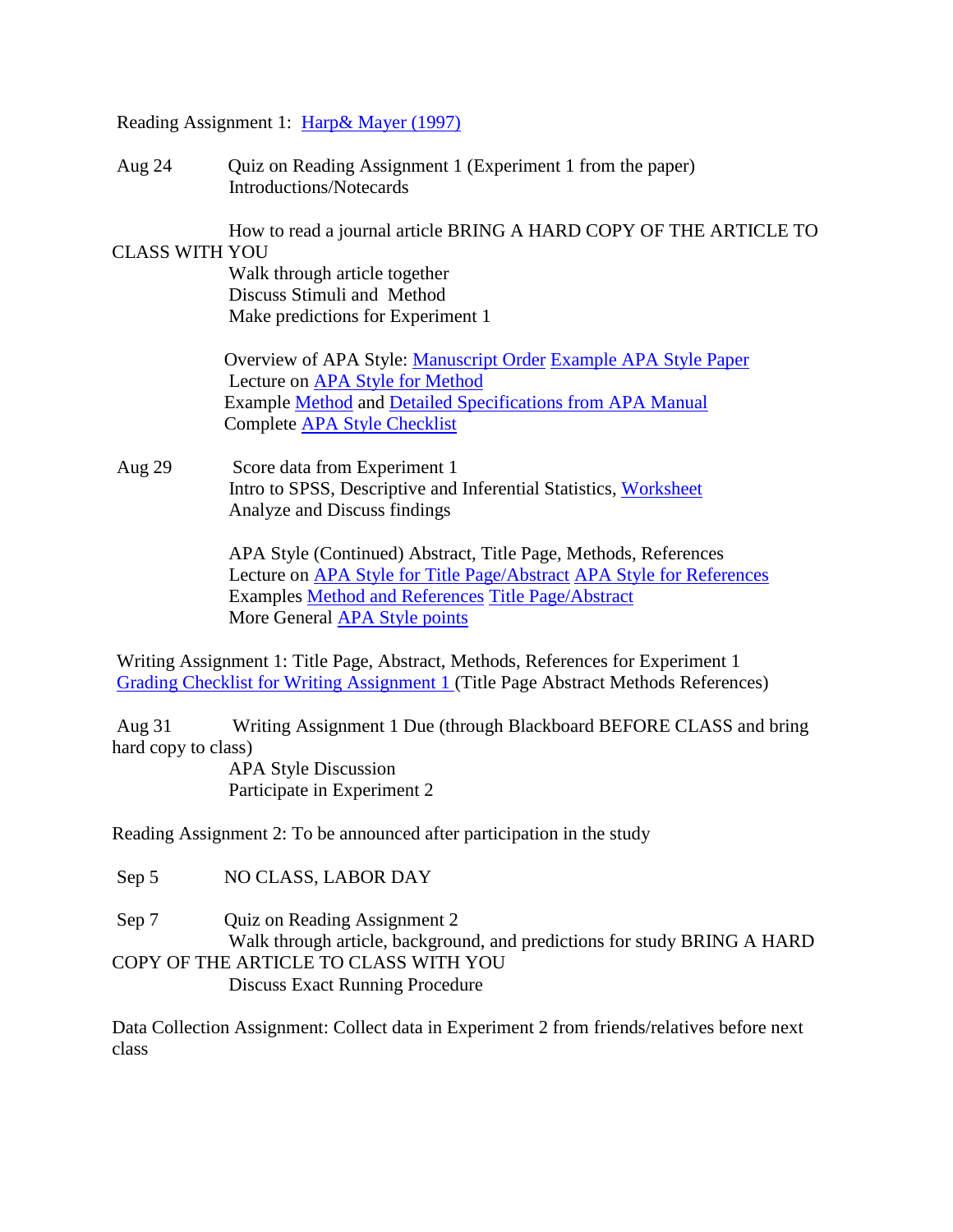Reading Assignment 1: [Harp& Mayer (1997)]

Aug 24 Quiz on Reading Assignment 1 (Experiment 1 from the paper)
Introductions/Notecards

How to read a journal article BRING A HARD COPY OF THE ARTICLE TO CLASS WITH YOU
Walk through article together
Discuss Stimuli and Method
Make predictions for Experiment 1

Overview of APA Style: [Manuscript Order] [Example APA Style Paper]
Lecture on [APA Style for Method]
Example [Method] and [Detailed Specifications from APA Manual]
Complete [APA Style Checklist]

Aug 29 Score data from Experiment 1
Intro to SPSS, Descriptive and Inferential Statistics, [Worksheet]
Analyze and Discuss findings

APA Style (Continued) Abstract, Title Page, Methods, References
Lecture on [APA Style for Title Page/Abstract] [APA Style for References]
Examples [Method and References] [Title Page/Abstract]
More General [APA Style points]

Writing Assignment 1: Title Page, Abstract, Methods, References for Experiment 1
[Grading Checklist for Writing Assignment 1] (Title Page Abstract Methods References)

Aug 31 Writing Assignment 1 Due (through Blackboard BEFORE CLASS and bring hard copy to class)
APA Style Discussion
Participate in Experiment 2

Reading Assignment 2: To be announced after participation in the study

Sep 5 NO CLASS, LABOR DAY

Sep 7 Quiz on Reading Assignment 2
Walk through article, background, and predictions for study BRING A HARD COPY OF THE ARTICLE TO CLASS WITH YOU
Discuss Exact Running Procedure

Data Collection Assignment: Collect data in Experiment 2 from friends/relatives before next class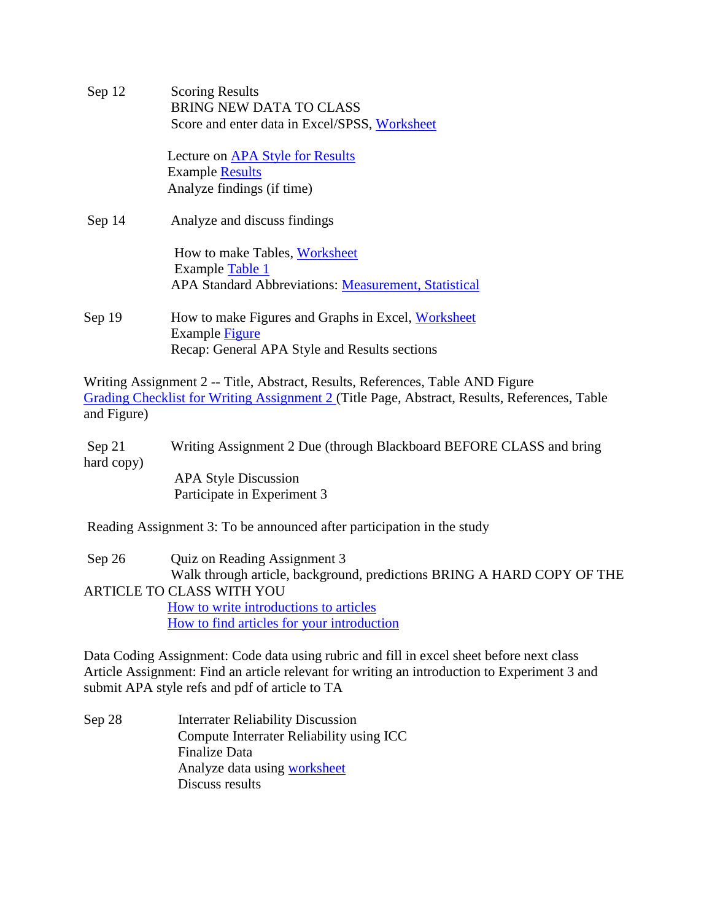Sep 12 — Scoring Results
BRING NEW DATA TO CLASS
Score and enter data in Excel/SPSS, Worksheet

Lecture on APA Style for Results
Example Results
Analyze findings (if time)

Sep 14 — Analyze and discuss findings

How to make Tables, Worksheet
Example Table 1
APA Standard Abbreviations: Measurement, Statistical

Sep 19 — How to make Figures and Graphs in Excel, Worksheet
Example Figure
Recap: General APA Style and Results sections

Writing Assignment 2 -- Title, Abstract, Results, References, Table AND Figure
Grading Checklist for Writing Assignment 2 (Title Page, Abstract, Results, References, Table and Figure)

Sep 21 — Writing Assignment 2 Due (through Blackboard BEFORE CLASS and bring hard copy)
APA Style Discussion
Participate in Experiment 3

Reading Assignment 3: To be announced after participation in the study

Sep 26 — Quiz on Reading Assignment 3
Walk through article, background, predictions BRING A HARD COPY OF THE ARTICLE TO CLASS WITH YOU
How to write introductions to articles
How to find articles for your introduction

Data Coding Assignment: Code data using rubric and fill in excel sheet before next class
Article Assignment: Find an article relevant for writing an introduction to Experiment 3 and submit APA style refs and pdf of article to TA

Sep 28 — Interrater Reliability Discussion
Compute Interrater Reliability using ICC
Finalize Data
Analyze data using worksheet
Discuss results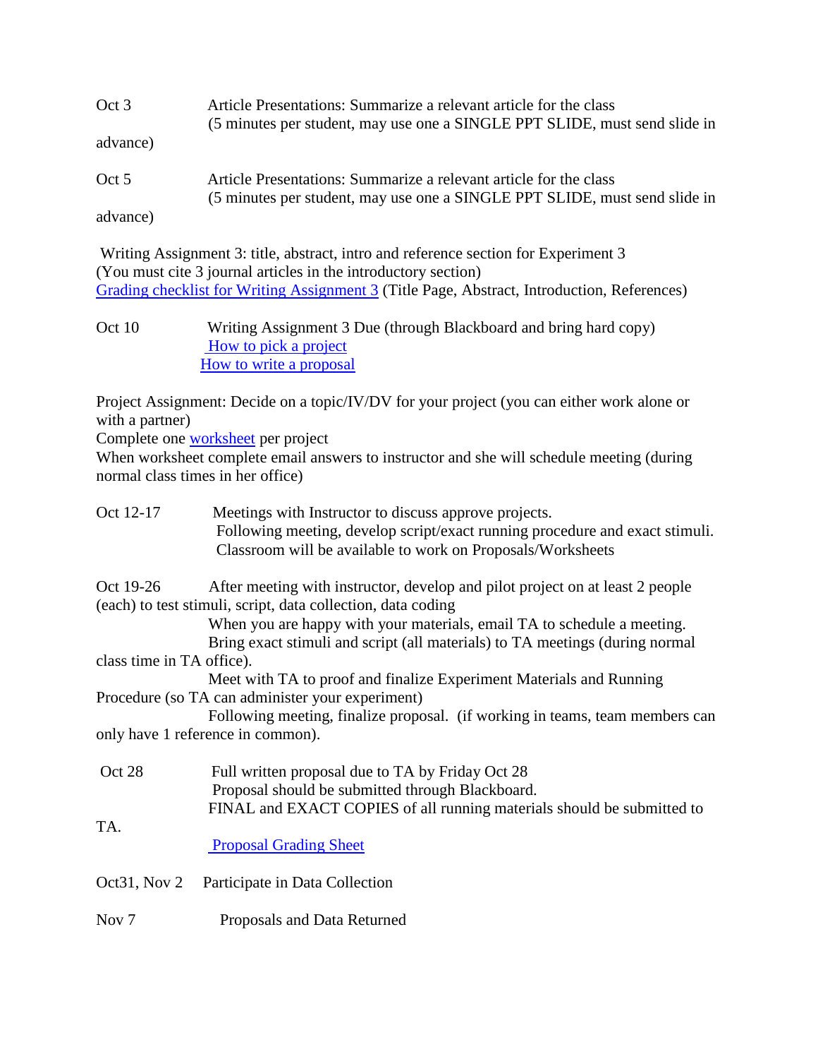Oct 3 Article Presentations: Summarize a relevant article for the class
(5 minutes per student, may use one a SINGLE PPT SLIDE, must send slide in advance)

Oct 5 Article Presentations: Summarize a relevant article for the class
(5 minutes per student, may use one a SINGLE PPT SLIDE, must send slide in advance)

Writing Assignment 3: title, abstract, intro and reference section for Experiment 3
(You must cite 3 journal articles in the introductory section)
Grading checklist for Writing Assignment 3 (Title Page, Abstract, Introduction, References)

Oct 10 Writing Assignment 3 Due (through Blackboard and bring hard copy)
How to pick a project
How to write a proposal

Project Assignment: Decide on a topic/IV/DV for your project (you can either work alone or with a partner)
Complete one worksheet per project
When worksheet complete email answers to instructor and she will schedule meeting (during normal class times in her office)

Oct 12-17 Meetings with Instructor to discuss approve projects.
Following meeting, develop script/exact running procedure and exact stimuli.
Classroom will be available to work on Proposals/Worksheets

Oct 19-26 After meeting with instructor, develop and pilot project on at least 2 people (each) to test stimuli, script, data collection, data coding
When you are happy with your materials, email TA to schedule a meeting.
Bring exact stimuli and script (all materials) to TA meetings (during normal class time in TA office).
Meet with TA to proof and finalize Experiment Materials and Running Procedure (so TA can administer your experiment)
Following meeting, finalize proposal. (if working in teams, team members can only have 1 reference in common).

Oct 28 Full written proposal due to TA by Friday Oct 28
Proposal should be submitted through Blackboard.
FINAL and EXACT COPIES of all running materials should be submitted to TA.
Proposal Grading Sheet

Oct31, Nov 2 Participate in Data Collection

Nov 7 Proposals and Data Returned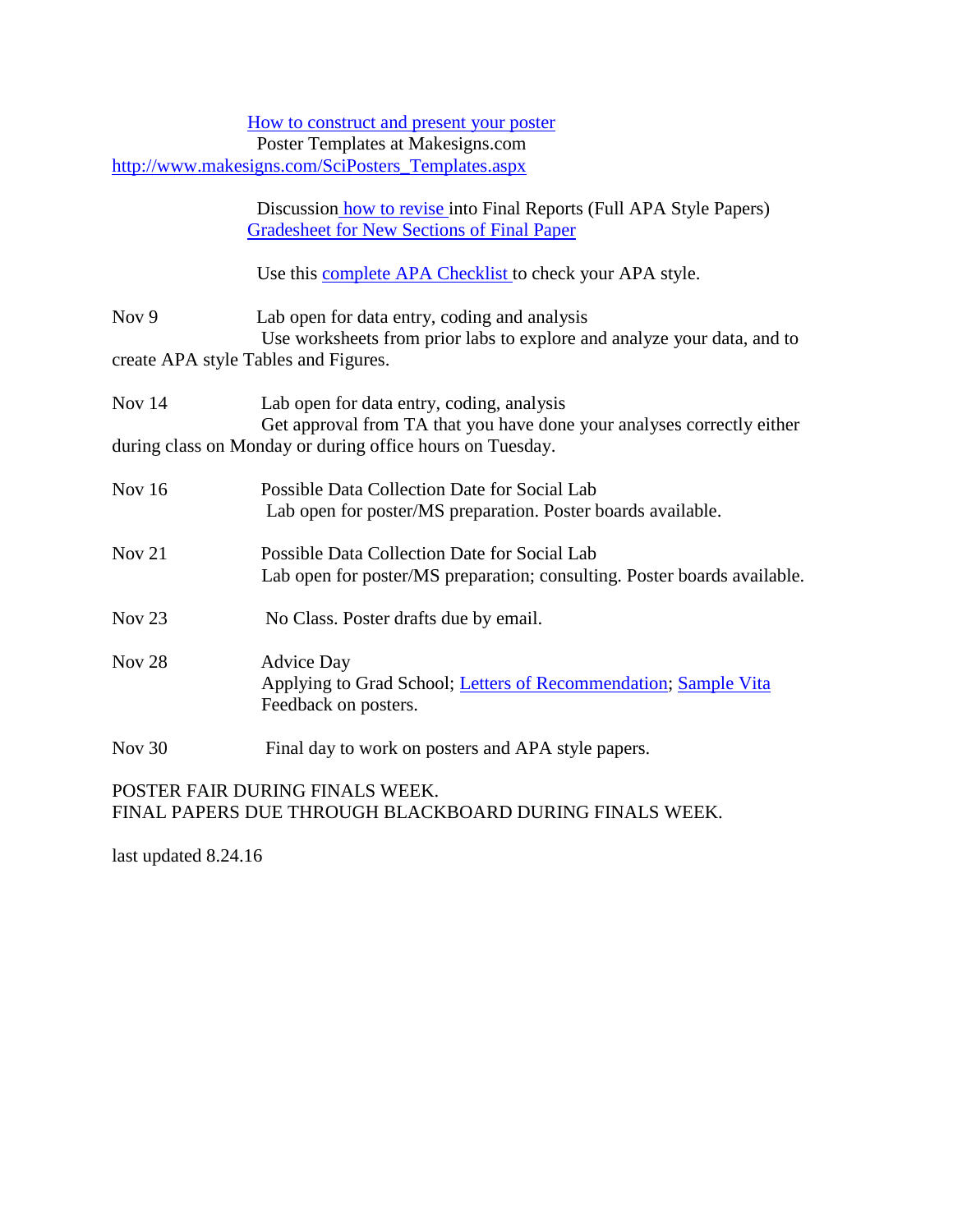How to construct and present your poster

Poster Templates at Makesigns.com

http://www.makesigns.com/SciPosters_Templates.aspx

Discussion how to revise into Final Reports (Full APA Style Papers)

Gradesheet for New Sections of Final Paper

Use this complete APA Checklist to check your APA style.

Nov 9 — Lab open for data entry, coding and analysis
Use worksheets from prior labs to explore and analyze your data, and to create APA style Tables and Figures.

Nov 14 — Lab open for data entry, coding, analysis
Get approval from TA that you have done your analyses correctly either during class on Monday or during office hours on Tuesday.

Nov 16 — Possible Data Collection Date for Social Lab
Lab open for poster/MS preparation. Poster boards available.

Nov 21 — Possible Data Collection Date for Social Lab
Lab open for poster/MS preparation; consulting. Poster boards available.

Nov 23 — No Class. Poster drafts due by email.

Nov 28 — Advice Day
Applying to Grad School; Letters of Recommendation; Sample Vita
Feedback on posters.

Nov 30 — Final day to work on posters and APA style papers.

POSTER FAIR DURING FINALS WEEK.
FINAL PAPERS DUE THROUGH BLACKBOARD DURING FINALS WEEK.

last updated 8.24.16